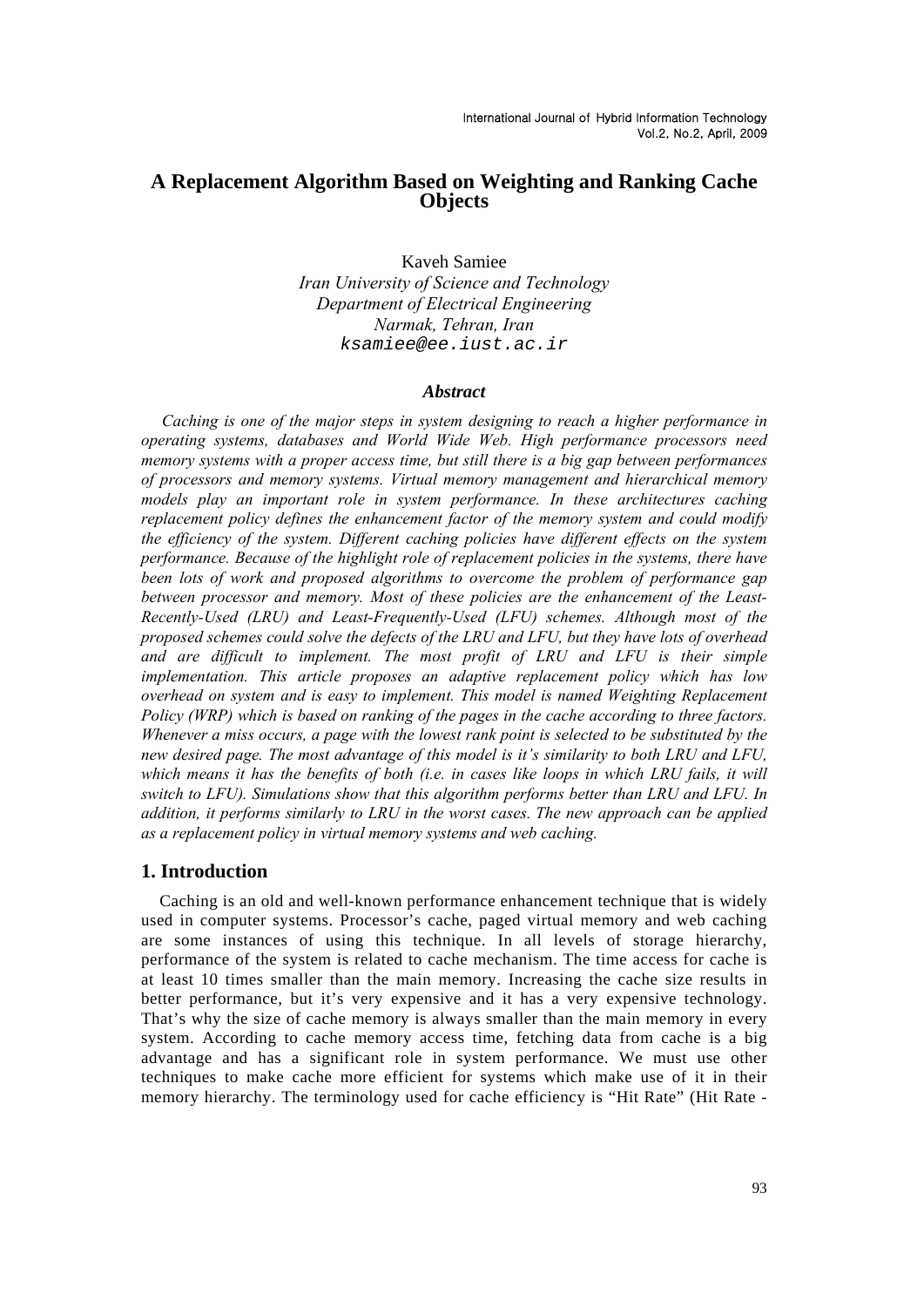# A Replacement Algorithm Based on Weighting and Ranking Cache Objects

Kaveh Samiee
*Iran University of Science and Technology*
*Department of Electrical Engineering*
*Narmak, Tehran, Iran*
ksamiee@ee.iust.ac.ir

### *Abstract*

*Caching is one of the major steps in system designing to reach a higher performance in operating systems, databases and World Wide Web. High performance processors need memory systems with a proper access time, but still there is a big gap between performances of processors and memory systems. Virtual memory management and hierarchical memory models play an important role in system performance. In these architectures caching replacement policy defines the enhancement factor of the memory system and could modify the efficiency of the system. Different caching policies have different effects on the system performance. Because of the highlight role of replacement policies in the systems, there have been lots of work and proposed algorithms to overcome the problem of performance gap between processor and memory. Most of these policies are the enhancement of the Least-Recently-Used (LRU) and Least-Frequently-Used (LFU) schemes. Although most of the proposed schemes could solve the defects of the LRU and LFU, but they have lots of overhead and are difficult to implement. The most profit of LRU and LFU is their simple implementation. This article proposes an adaptive replacement policy which has low overhead on system and is easy to implement. This model is named Weighting Replacement Policy (WRP) which is based on ranking of the pages in the cache according to three factors. Whenever a miss occurs, a page with the lowest rank point is selected to be substituted by the new desired page. The most advantage of this model is it's similarity to both LRU and LFU, which means it has the benefits of both (i.e. in cases like loops in which LRU fails, it will switch to LFU). Simulations show that this algorithm performs better than LRU and LFU. In addition, it performs similarly to LRU in the worst cases. The new approach can be applied as a replacement policy in virtual memory systems and web caching.*

## 1. Introduction

Caching is an old and well-known performance enhancement technique that is widely used in computer systems. Processor's cache, paged virtual memory and web caching are some instances of using this technique. In all levels of storage hierarchy, performance of the system is related to cache mechanism. The time access for cache is at least 10 times smaller than the main memory. Increasing the cache size results in better performance, but it's very expensive and it has a very expensive technology. That's why the size of cache memory is always smaller than the main memory in every system. According to cache memory access time, fetching data from cache is a big advantage and has a significant role in system performance. We must use other techniques to make cache more efficient for systems which make use of it in their memory hierarchy. The terminology used for cache efficiency is "Hit Rate" (Hit Rate -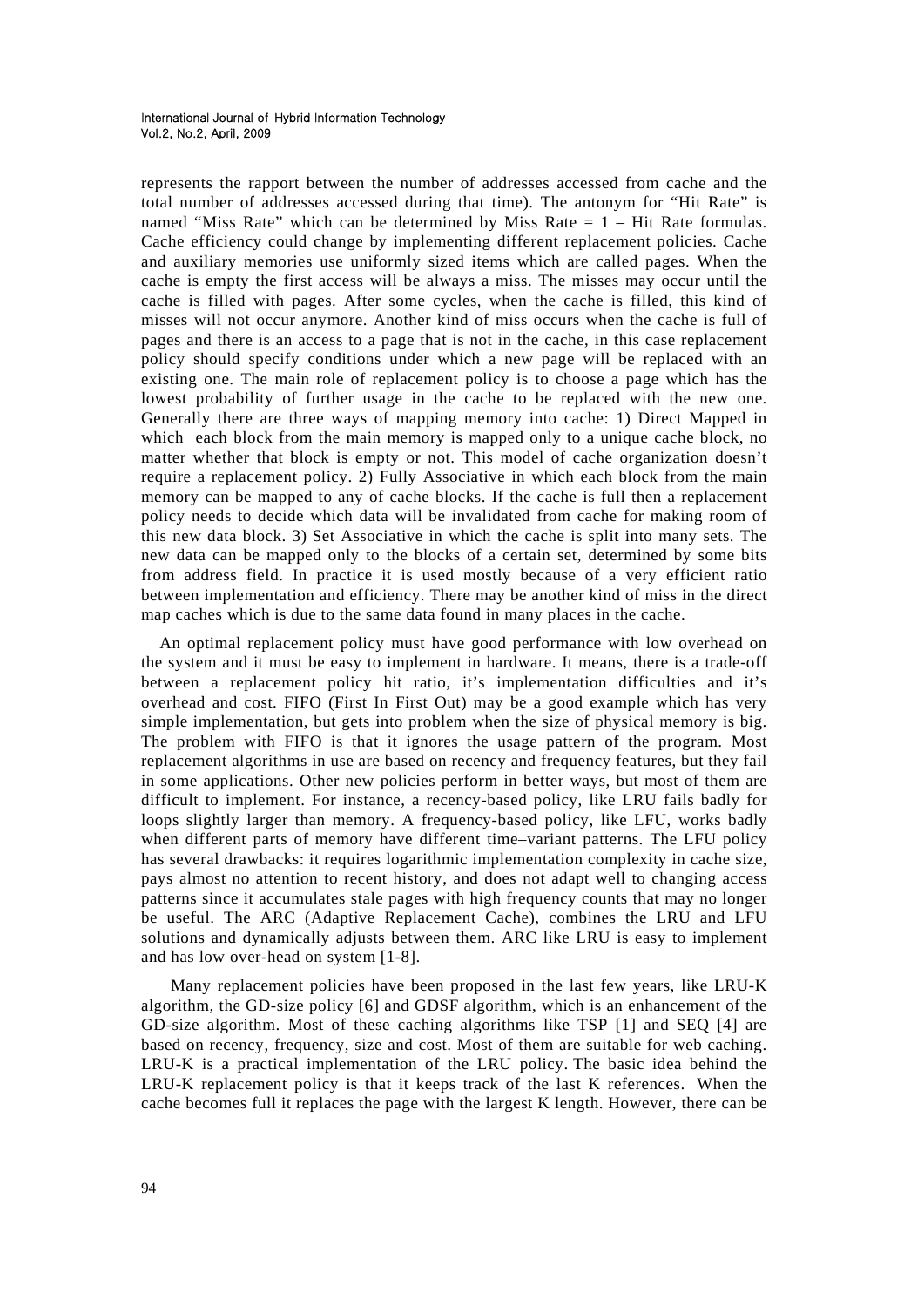represents the rapport between the number of addresses accessed from cache and the total number of addresses accessed during that time). The antonym for "Hit Rate" is named "Miss Rate" which can be determined by Miss Rate = 1 – Hit Rate formulas. Cache efficiency could change by implementing different replacement policies. Cache and auxiliary memories use uniformly sized items which are called pages. When the cache is empty the first access will be always a miss. The misses may occur until the cache is filled with pages. After some cycles, when the cache is filled, this kind of misses will not occur anymore. Another kind of miss occurs when the cache is full of pages and there is an access to a page that is not in the cache, in this case replacement policy should specify conditions under which a new page will be replaced with an existing one. The main role of replacement policy is to choose a page which has the lowest probability of further usage in the cache to be replaced with the new one. Generally there are three ways of mapping memory into cache: 1) Direct Mapped in which each block from the main memory is mapped only to a unique cache block, no matter whether that block is empty or not. This model of cache organization doesn't require a replacement policy. 2) Fully Associative in which each block from the main memory can be mapped to any of cache blocks. If the cache is full then a replacement policy needs to decide which data will be invalidated from cache for making room of this new data block. 3) Set Associative in which the cache is split into many sets. The new data can be mapped only to the blocks of a certain set, determined by some bits from address field. In practice it is used mostly because of a very efficient ratio between implementation and efficiency. There may be another kind of miss in the direct map caches which is due to the same data found in many places in the cache.

An optimal replacement policy must have good performance with low overhead on the system and it must be easy to implement in hardware. It means, there is a trade-off between a replacement policy hit ratio, it's implementation difficulties and it's overhead and cost. FIFO (First In First Out) may be a good example which has very simple implementation, but gets into problem when the size of physical memory is big. The problem with FIFO is that it ignores the usage pattern of the program. Most replacement algorithms in use are based on recency and frequency features, but they fail in some applications. Other new policies perform in better ways, but most of them are difficult to implement. For instance, a recency-based policy, like LRU fails badly for loops slightly larger than memory. A frequency-based policy, like LFU, works badly when different parts of memory have different time–variant patterns. The LFU policy has several drawbacks: it requires logarithmic implementation complexity in cache size, pays almost no attention to recent history, and does not adapt well to changing access patterns since it accumulates stale pages with high frequency counts that may no longer be useful. The ARC (Adaptive Replacement Cache), combines the LRU and LFU solutions and dynamically adjusts between them. ARC like LRU is easy to implement and has low over-head on system [1-8].

Many replacement policies have been proposed in the last few years, like LRU-K algorithm, the GD-size policy [6] and GDSF algorithm, which is an enhancement of the GD-size algorithm. Most of these caching algorithms like TSP [1] and SEQ [4] are based on recency, frequency, size and cost. Most of them are suitable for web caching. LRU-K is a practical implementation of the LRU policy. The basic idea behind the LRU-K replacement policy is that it keeps track of the last K references. When the cache becomes full it replaces the page with the largest K length. However, there can be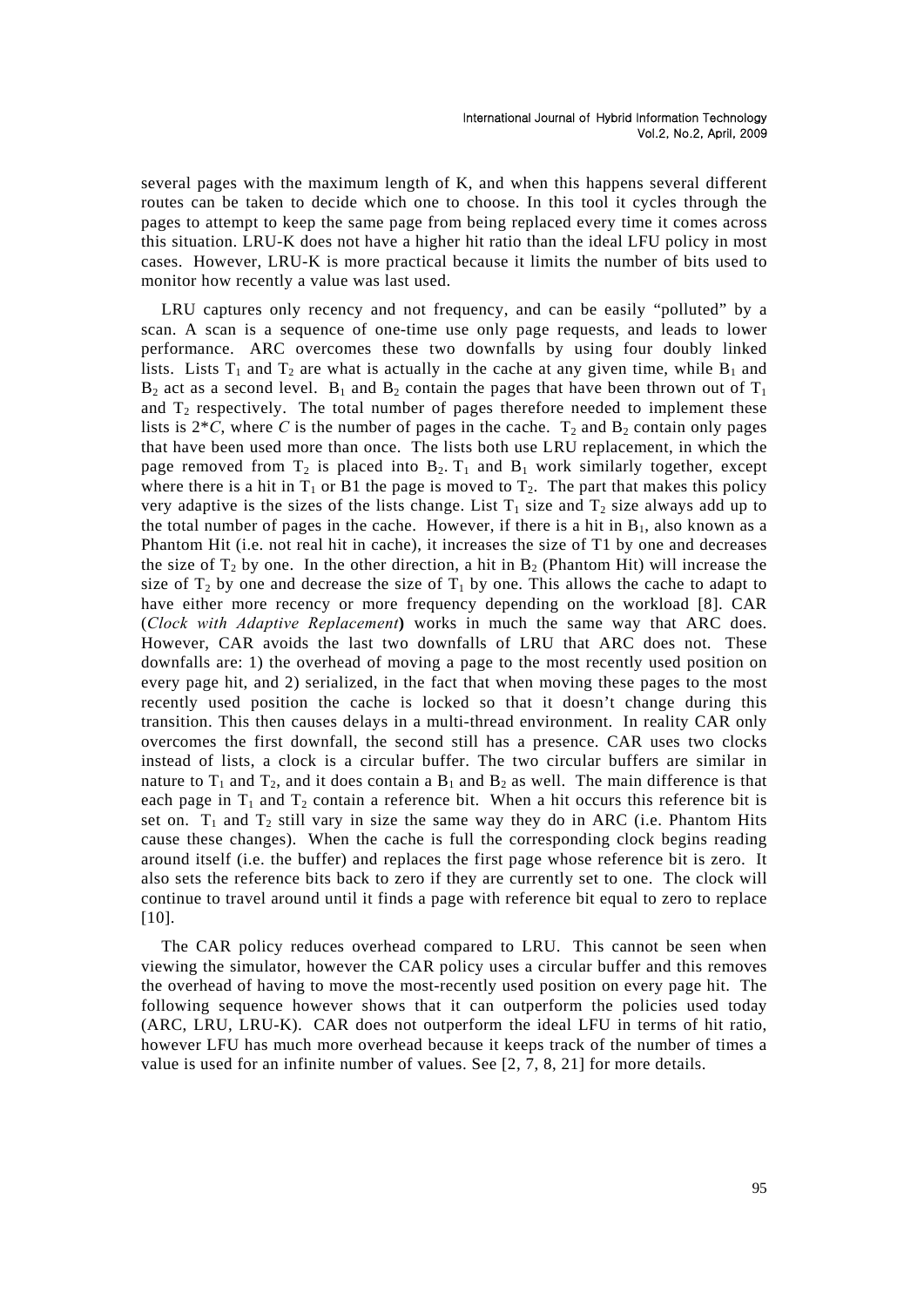several pages with the maximum length of K, and when this happens several different routes can be taken to decide which one to choose. In this tool it cycles through the pages to attempt to keep the same page from being replaced every time it comes across this situation. LRU-K does not have a higher hit ratio than the ideal LFU policy in most cases. However, LRU-K is more practical because it limits the number of bits used to monitor how recently a value was last used.

LRU captures only recency and not frequency, and can be easily "polluted" by a scan. A scan is a sequence of one-time use only page requests, and leads to lower performance. ARC overcomes these two downfalls by using four doubly linked lists. Lists $T_1$ and $T_2$ are what is actually in the cache at any given time, while $B_1$ and $B_2$ act as a second level. $B_1$ and $B_2$ contain the pages that have been thrown out of $T_1$ and $T_2$ respectively. The total number of pages therefore needed to implement these lists is $2*C$, where $C$ is the number of pages in the cache. $T_2$ and $B_2$ contain only pages that have been used more than once. The lists both use LRU replacement, in which the page removed from $T_2$ is placed into $B_2$. $T_1$ and $B_1$ work similarly together, except where there is a hit in $T_1$ or B1 the page is moved to $T_2$. The part that makes this policy very adaptive is the sizes of the lists change. List $T_1$ size and $T_2$ size always add up to the total number of pages in the cache. However, if there is a hit in $B_1$, also known as a Phantom Hit (i.e. not real hit in cache), it increases the size of T1 by one and decreases the size of $T_2$ by one. In the other direction, a hit in $B_2$ (Phantom Hit) will increase the size of $T_2$ by one and decrease the size of $T_1$ by one. This allows the cache to adapt to have either more recency or more frequency depending on the workload [8]. CAR (*Clock with Adaptive Replacement*) works in much the same way that ARC does. However, CAR avoids the last two downfalls of LRU that ARC does not. These downfalls are: 1) the overhead of moving a page to the most recently used position on every page hit, and 2) serialized, in the fact that when moving these pages to the most recently used position the cache is locked so that it doesn't change during this transition. This then causes delays in a multi-thread environment. In reality CAR only overcomes the first downfall, the second still has a presence. CAR uses two clocks instead of lists, a clock is a circular buffer. The two circular buffers are similar in nature to $T_1$ and $T_2$, and it does contain a $B_1$ and $B_2$ as well. The main difference is that each page in $T_1$ and $T_2$ contain a reference bit. When a hit occurs this reference bit is set on. $T_1$ and $T_2$ still vary in size the same way they do in ARC (i.e. Phantom Hits cause these changes). When the cache is full the corresponding clock begins reading around itself (i.e. the buffer) and replaces the first page whose reference bit is zero. It also sets the reference bits back to zero if they are currently set to one. The clock will continue to travel around until it finds a page with reference bit equal to zero to replace [10].

The CAR policy reduces overhead compared to LRU. This cannot be seen when viewing the simulator, however the CAR policy uses a circular buffer and this removes the overhead of having to move the most-recently used position on every page hit. The following sequence however shows that it can outperform the policies used today (ARC, LRU, LRU-K). CAR does not outperform the ideal LFU in terms of hit ratio, however LFU has much more overhead because it keeps track of the number of times a value is used for an infinite number of values. See [2, 7, 8, 21] for more details.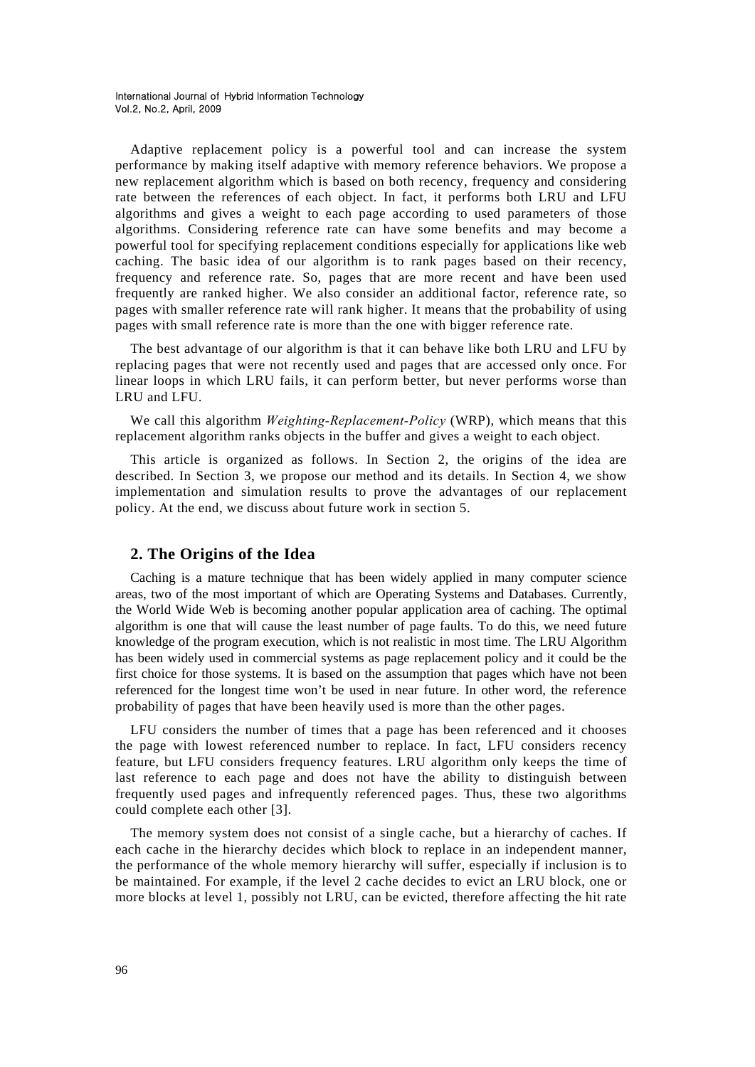Adaptive replacement policy is a powerful tool and can increase the system performance by making itself adaptive with memory reference behaviors. We propose a new replacement algorithm which is based on both recency, frequency and considering rate between the references of each object. In fact, it performs both LRU and LFU algorithms and gives a weight to each page according to used parameters of those algorithms. Considering reference rate can have some benefits and may become a powerful tool for specifying replacement conditions especially for applications like web caching. The basic idea of our algorithm is to rank pages based on their recency, frequency and reference rate. So, pages that are more recent and have been used frequently are ranked higher. We also consider an additional factor, reference rate, so pages with smaller reference rate will rank higher. It means that the probability of using pages with small reference rate is more than the one with bigger reference rate.

The best advantage of our algorithm is that it can behave like both LRU and LFU by replacing pages that were not recently used and pages that are accessed only once. For linear loops in which LRU fails, it can perform better, but never performs worse than LRU and LFU.

We call this algorithm *Weighting-Replacement-Policy* (WRP), which means that this replacement algorithm ranks objects in the buffer and gives a weight to each object.

This article is organized as follows. In Section 2, the origins of the idea are described. In Section 3, we propose our method and its details. In Section 4, we show implementation and simulation results to prove the advantages of our replacement policy. At the end, we discuss about future work in section 5.

## 2. The Origins of the Idea

Caching is a mature technique that has been widely applied in many computer science areas, two of the most important of which are Operating Systems and Databases. Currently, the World Wide Web is becoming another popular application area of caching. The optimal algorithm is one that will cause the least number of page faults. To do this, we need future knowledge of the program execution, which is not realistic in most time. The LRU Algorithm has been widely used in commercial systems as page replacement policy and it could be the first choice for those systems. It is based on the assumption that pages which have not been referenced for the longest time won't be used in near future. In other word, the reference probability of pages that have been heavily used is more than the other pages.

LFU considers the number of times that a page has been referenced and it chooses the page with lowest referenced number to replace. In fact, LFU considers recency feature, but LFU considers frequency features. LRU algorithm only keeps the time of last reference to each page and does not have the ability to distinguish between frequently used pages and infrequently referenced pages. Thus, these two algorithms could complete each other [3].

The memory system does not consist of a single cache, but a hierarchy of caches. If each cache in the hierarchy decides which block to replace in an independent manner, the performance of the whole memory hierarchy will suffer, especially if inclusion is to be maintained. For example, if the level 2 cache decides to evict an LRU block, one or more blocks at level 1, possibly not LRU, can be evicted, therefore affecting the hit rate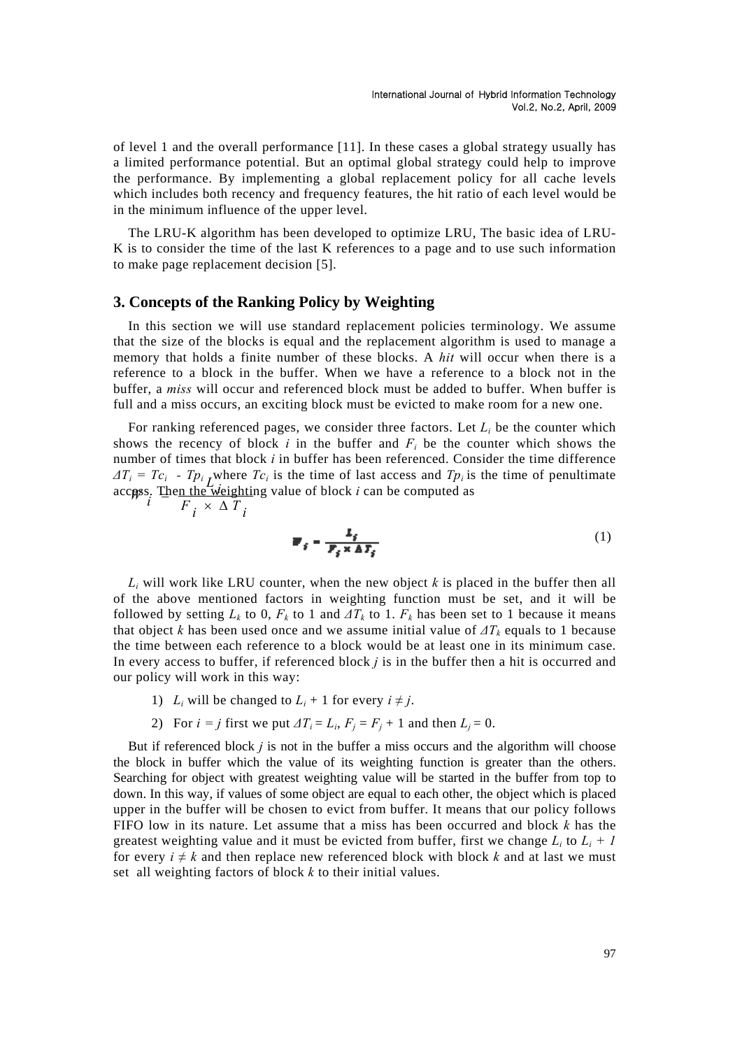of level 1 and the overall performance [11]. In these cases a global strategy usually has a limited performance potential. But an optimal global strategy could help to improve the performance. By implementing a global replacement policy for all cache levels which includes both recency and frequency features, the hit ratio of each level would be in the minimum influence of the upper level.

The LRU-K algorithm has been developed to optimize LRU, The basic idea of LRU-K is to consider the time of the last K references to a page and to use such information to make page replacement decision [5].

## 3. Concepts of the Ranking Policy by Weighting

In this section we will use standard replacement policies terminology. We assume that the size of the blocks is equal and the replacement algorithm is used to manage a memory that holds a finite number of these blocks. A *hit* will occur when there is a reference to a block in the buffer. When we have a reference to a block not in the buffer, a *miss* will occur and referenced block must be added to buffer. When buffer is full and a miss occurs, an exciting block must be evicted to make room for a new one.

For ranking referenced pages, we consider three factors. Let $L_i$ be the counter which shows the recency of block $i$ in the buffer and $F_i$ be the counter which shows the number of times that block $i$ in buffer has been referenced. Consider the time difference $\Delta T_i = Tc_i - Tp_i$ where $Tc_i$ is the time of last access and $Tp_i$ is the time of penultimate access. Then the weighting value of block $i$ can be computed as

$$W_i = \frac{L_i}{F_i \times \Delta T_i} \tag{1}$$

$L_i$ will work like LRU counter, when the new object $k$ is placed in the buffer then all of the above mentioned factors in weighting function must be set, and it will be followed by setting $L_k$ to 0, $F_k$ to 1 and $\Delta T_k$ to 1. $F_k$ has been set to 1 because it means that object $k$ has been used once and we assume initial value of $\Delta T_k$ equals to 1 because the time between each reference to a block would be at least one in its minimum case. In every access to buffer, if referenced block $j$ is in the buffer then a hit is occurred and our policy will work in this way:

1) $L_i$ will be changed to $L_i + 1$ for every $i \neq j$.
2) For $i = j$ first we put $\Delta T_i = L_i$, $F_j = F_j + 1$ and then $L_j = 0$.

But if referenced block $j$ is not in the buffer a miss occurs and the algorithm will choose the block in buffer which the value of its weighting function is greater than the others. Searching for object with greatest weighting value will be started in the buffer from top to down. In this way, if values of some object are equal to each other, the object which is placed upper in the buffer will be chosen to evict from buffer. It means that our policy follows FIFO low in its nature. Let assume that a miss has been occurred and block $k$ has the greatest weighting value and it must be evicted from buffer, first we change $L_i$ to $L_i + 1$ for every $i \neq k$ and then replace new referenced block with block $k$ and at last we must set all weighting factors of block $k$ to their initial values.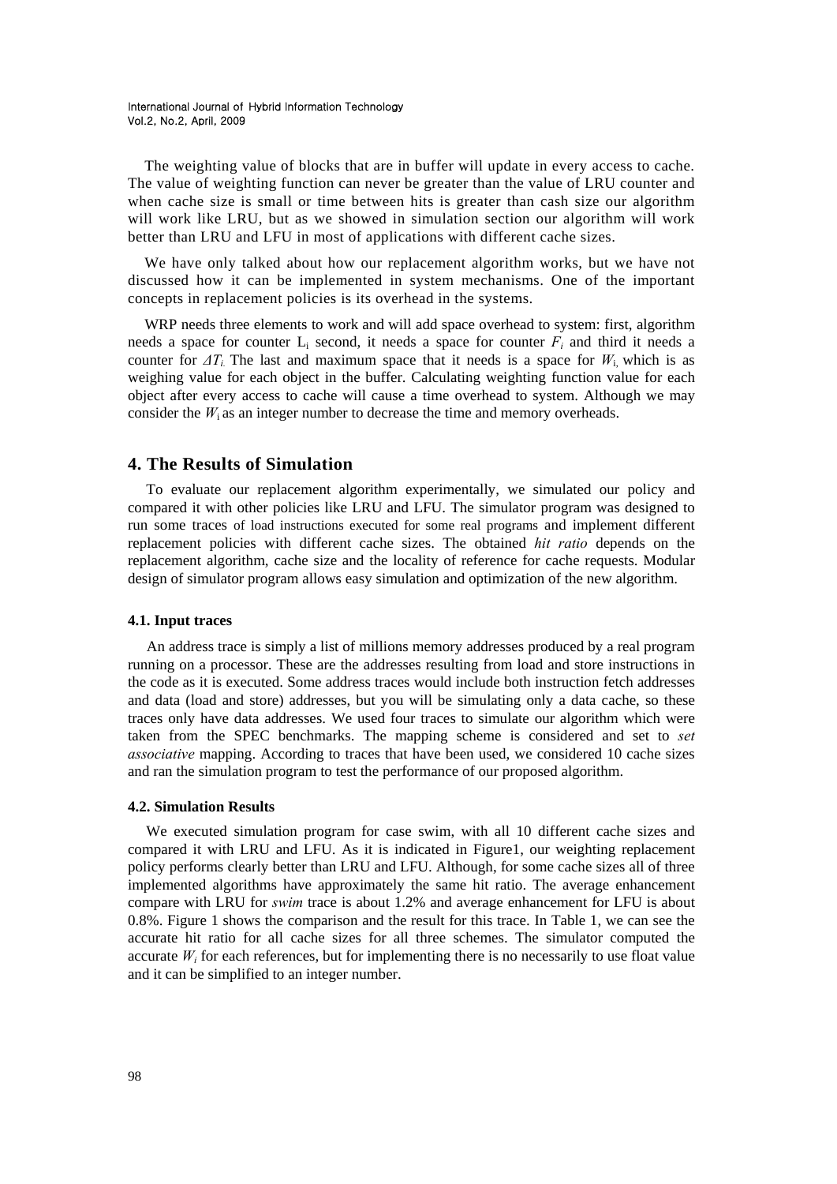The weighting value of blocks that are in buffer will update in every access to cache. The value of weighting function can never be greater than the value of LRU counter and when cache size is small or time between hits is greater than cash size our algorithm will work like LRU, but as we showed in simulation section our algorithm will work better than LRU and LFU in most of applications with different cache sizes.

We have only talked about how our replacement algorithm works, but we have not discussed how it can be implemented in system mechanisms. One of the important concepts in replacement policies is its overhead in the systems.

WRP needs three elements to work and will add space overhead to system: first, algorithm needs a space for counter $L_i$ second, it needs a space for counter $F_i$ and third it needs a counter for $\Delta T_i$. The last and maximum space that it needs is a space for $W_i$, which is as weighing value for each object in the buffer. Calculating weighting function value for each object after every access to cache will cause a time overhead to system. Although we may consider the $W_i$ as an integer number to decrease the time and memory overheads.

## 4. The Results of Simulation

To evaluate our replacement algorithm experimentally, we simulated our policy and compared it with other policies like LRU and LFU. The simulator program was designed to run some traces of load instructions executed for some real programs and implement different replacement policies with different cache sizes. The obtained *hit ratio* depends on the replacement algorithm, cache size and the locality of reference for cache requests. Modular design of simulator program allows easy simulation and optimization of the new algorithm.

### 4.1. Input traces

An address trace is simply a list of millions memory addresses produced by a real program running on a processor. These are the addresses resulting from load and store instructions in the code as it is executed. Some address traces would include both instruction fetch addresses and data (load and store) addresses, but you will be simulating only a data cache, so these traces only have data addresses. We used four traces to simulate our algorithm which were taken from the SPEC benchmarks. The mapping scheme is considered and set to *set associative* mapping. According to traces that have been used, we considered 10 cache sizes and ran the simulation program to test the performance of our proposed algorithm.

### 4.2. Simulation Results

We executed simulation program for case swim, with all 10 different cache sizes and compared it with LRU and LFU. As it is indicated in Figure1, our weighting replacement policy performs clearly better than LRU and LFU. Although, for some cache sizes all of three implemented algorithms have approximately the same hit ratio. The average enhancement compare with LRU for *swim* trace is about 1.2% and average enhancement for LFU is about 0.8%. Figure 1 shows the comparison and the result for this trace. In Table 1, we can see the accurate hit ratio for all cache sizes for all three schemes. The simulator computed the accurate $W_i$ for each references, but for implementing there is no necessarily to use float value and it can be simplified to an integer number.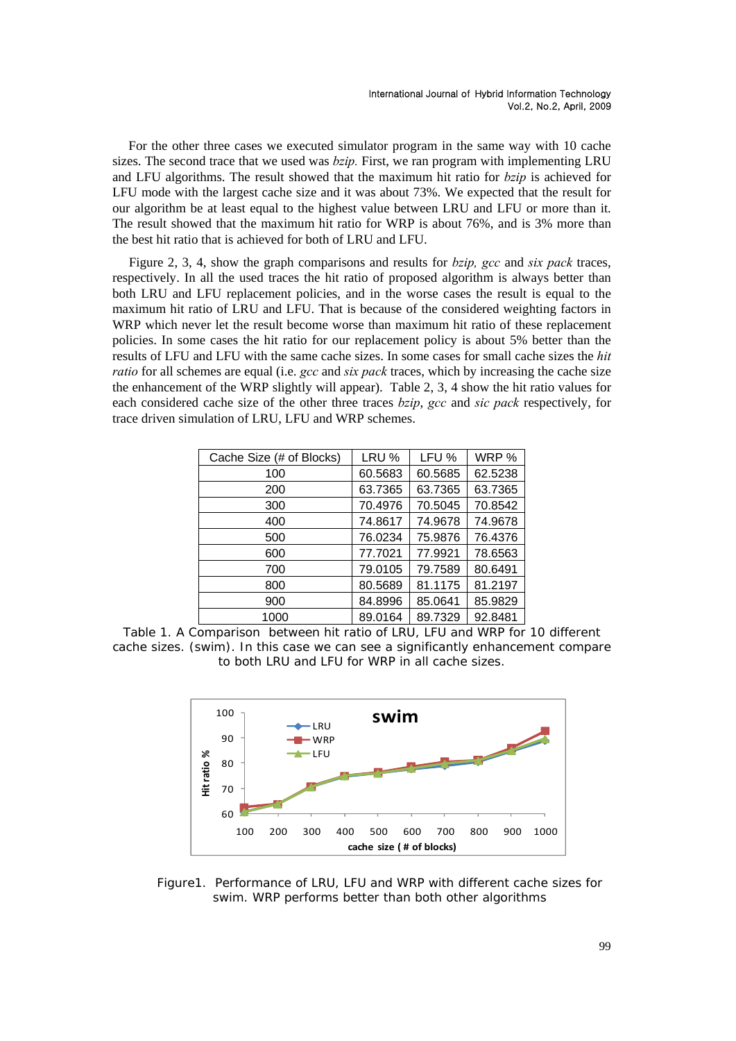For the other three cases we executed simulator program in the same way with 10 cache sizes. The second trace that we used was *bzip.* First, we ran program with implementing LRU and LFU algorithms. The result showed that the maximum hit ratio for *bzip* is achieved for LFU mode with the largest cache size and it was about 73%. We expected that the result for our algorithm be at least equal to the highest value between LRU and LFU or more than it. The result showed that the maximum hit ratio for WRP is about 76%, and is 3% more than the best hit ratio that is achieved for both of LRU and LFU.

Figure 2, 3, 4, show the graph comparisons and results for *bzip, gcc* and *six pack* traces, respectively. In all the used traces the hit ratio of proposed algorithm is always better than both LRU and LFU replacement policies, and in the worse cases the result is equal to the maximum hit ratio of LRU and LFU. That is because of the considered weighting factors in WRP which never let the result become worse than maximum hit ratio of these replacement policies. In some cases the hit ratio for our replacement policy is about 5% better than the results of LFU and LFU with the same cache sizes. In some cases for small cache sizes the *hit ratio* for all schemes are equal (i.e. *gcc* and *six pack* traces, which by increasing the cache size the enhancement of the WRP slightly will appear). Table 2, 3, 4 show the hit ratio values for each considered cache size of the other three traces *bzip*, *gcc* and *sic pack* respectively, for trace driven simulation of LRU, LFU and WRP schemes.

| Cache Size (# of Blocks) | LRU % | LFU % | WRP % |
|---|---|---|---|
| 100 | 60.5683 | 60.5685 | 62.5238 |
| 200 | 63.7365 | 63.7365 | 63.7365 |
| 300 | 70.4976 | 70.5045 | 70.8542 |
| 400 | 74.8617 | 74.9678 | 74.9678 |
| 500 | 76.0234 | 75.9876 | 76.4376 |
| 600 | 77.7021 | 77.9921 | 78.6563 |
| 700 | 79.0105 | 79.7589 | 80.6491 |
| 800 | 80.5689 | 81.1175 | 81.2197 |
| 900 | 84.8996 | 85.0641 | 85.9829 |
| 1000 | 89.0164 | 89.7329 | 92.8481 |

Table 1. A Comparison between hit ratio of LRU, LFU and WRP for 10 different cache sizes. (swim). In this case we can see a significantly enhancement compare to both LRU and LFU for WRP in all cache sizes.

swim

Hit ratio %

100
90
80
70
60

LRU
WRP
LFU

100 200 300 400 500 600 700 800 900 1000

cache size ( # of blocks)

Figure1. Performance of LRU, LFU and WRP with different cache sizes for swim. WRP performs better than both other algorithms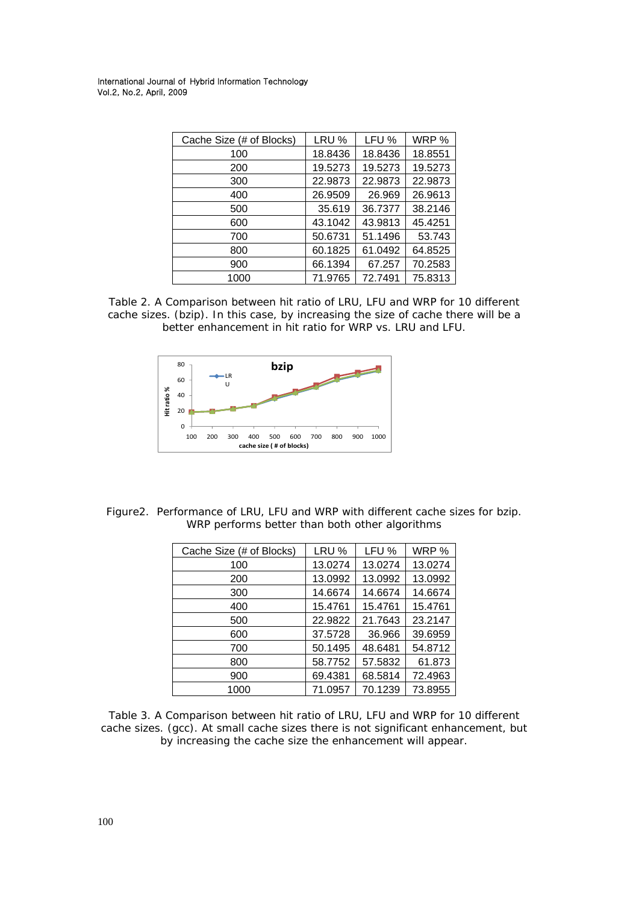| Cache Size (# of Blocks) | LRU % | LFU % | WRP % |
|---|---|---|---|
| 100 | 18.8436 | 18.8436 | 18.8551 |
| 200 | 19.5273 | 19.5273 | 19.5273 |
| 300 | 22.9873 | 22.9873 | 22.9873 |
| 400 | 26.9509 | 26.969 | 26.9613 |
| 500 | 35.619 | 36.7377 | 38.2146 |
| 600 | 43.1042 | 43.9813 | 45.4251 |
| 700 | 50.6731 | 51.1496 | 53.743 |
| 800 | 60.1825 | 61.0492 | 64.8525 |
| 900 | 66.1394 | 67.257 | 70.2583 |
| 1000 | 71.9765 | 72.7491 | 75.8313 |

Table 2. A Comparison between hit ratio of LRU, LFU and WRP for 10 different cache sizes. (bzip). In this case, by increasing the size of cache there will be a better enhancement in hit ratio for WRP vs. LRU and LFU.

bzip

LRU

Hit ratio %

0
20
40
60
80

100 200 300 400 500 600 700 800 900 1000

cache size ( # of blocks)

Figure2. Performance of LRU, LFU and WRP with different cache sizes for bzip. WRP performs better than both other algorithms

| Cache Size (# of Blocks) | LRU % | LFU % | WRP % |
|---|---|---|---|
| 100 | 13.0274 | 13.0274 | 13.0274 |
| 200 | 13.0992 | 13.0992 | 13.0992 |
| 300 | 14.6674 | 14.6674 | 14.6674 |
| 400 | 15.4761 | 15.4761 | 15.4761 |
| 500 | 22.9822 | 21.7643 | 23.2147 |
| 600 | 37.5728 | 36.966 | 39.6959 |
| 700 | 50.1495 | 48.6481 | 54.8712 |
| 800 | 58.7752 | 57.5832 | 61.873 |
| 900 | 69.4381 | 68.5814 | 72.4963 |
| 1000 | 71.0957 | 70.1239 | 73.8955 |

Table 3. A Comparison between hit ratio of LRU, LFU and WRP for 10 different cache sizes. (gcc). At small cache sizes there is not significant enhancement, but by increasing the cache size the enhancement will appear.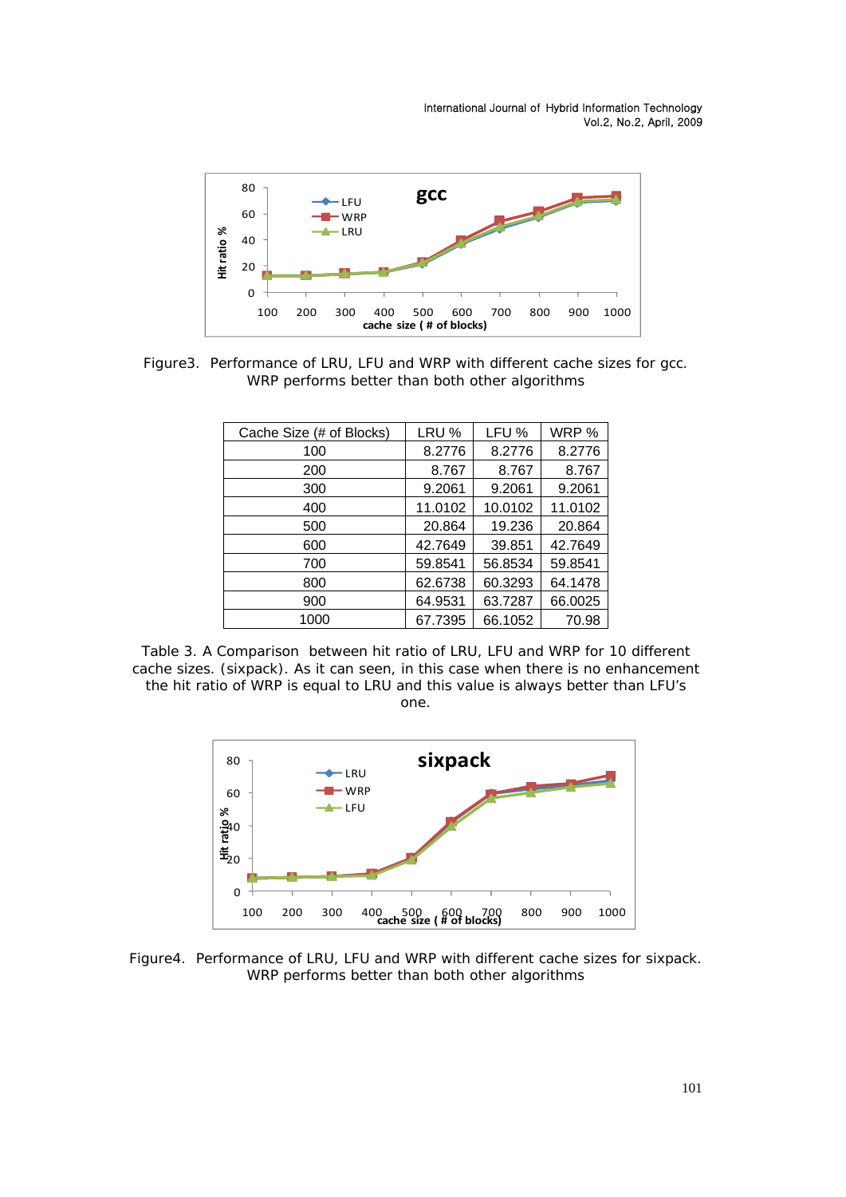gcc

Hit ratio %

80
60
40
20
0

LFU
WRP
LRU

100 200 300 400 500 600 700 800 900 1000

cache size ( # of blocks)

Figure3. Performance of LRU, LFU and WRP with different cache sizes for gcc. WRP performs better than both other algorithms

| Cache Size (# of Blocks) | LRU % | LFU % | WRP % |
|---|---|---|---|
| 100 | 8.2776 | 8.2776 | 8.2776 |
| 200 | 8.767 | 8.767 | 8.767 |
| 300 | 9.2061 | 9.2061 | 9.2061 |
| 400 | 11.0102 | 10.0102 | 11.0102 |
| 500 | 20.864 | 19.236 | 20.864 |
| 600 | 42.7649 | 39.851 | 42.7649 |
| 700 | 59.8541 | 56.8534 | 59.8541 |
| 800 | 62.6738 | 60.3293 | 64.1478 |
| 900 | 64.9531 | 63.7287 | 66.0025 |
| 1000 | 67.7395 | 66.1052 | 70.98 |

Table 3. A Comparison between hit ratio of LRU, LFU and WRP for 10 different cache sizes. (sixpack). As it can seen, in this case when there is no enhancement the hit ratio of WRP is equal to LRU and this value is always better than LFU's one.

sixpack

Hit ratio %

80
60
40
20
0

LRU
WRP
LFU

100 200 300 400 500 600 700 800 900 1000

cache size ( # of blocks)

Figure4. Performance of LRU, LFU and WRP with different cache sizes for sixpack. WRP performs better than both other algorithms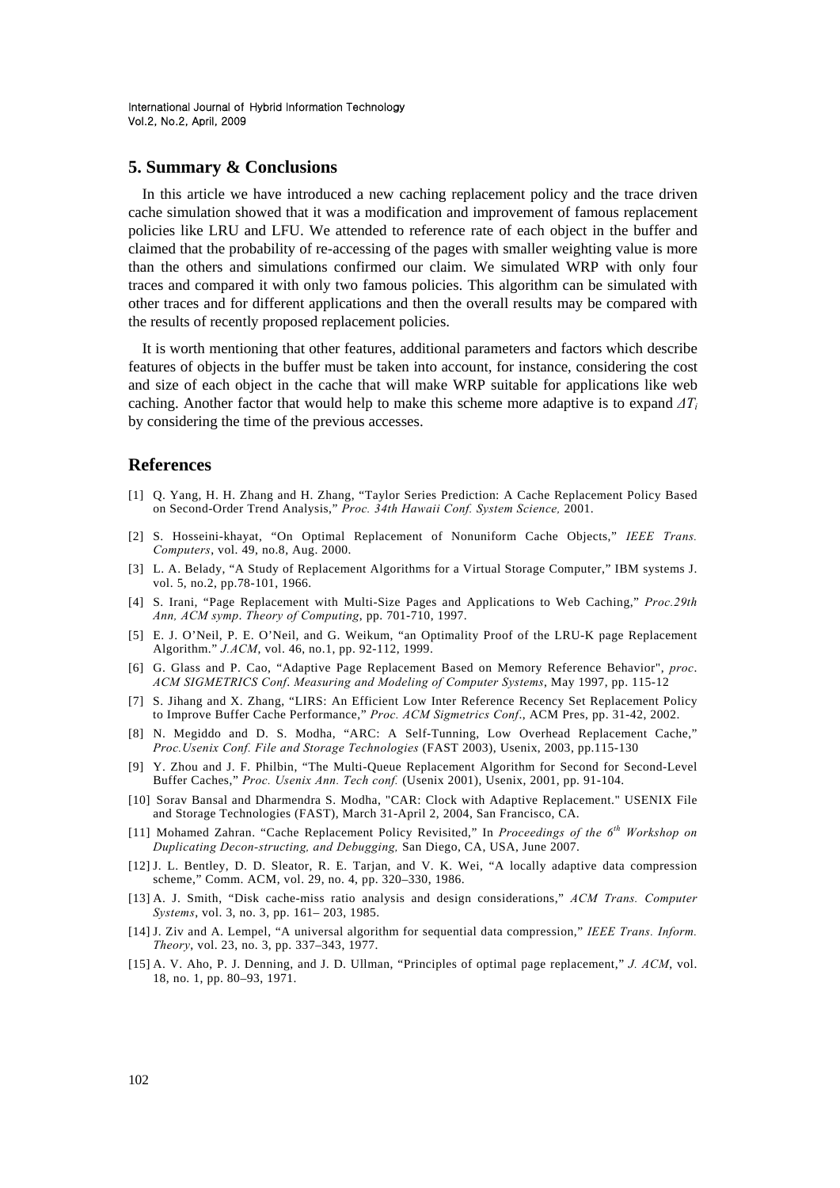## 5. Summary & Conclusions

In this article we have introduced a new caching replacement policy and the trace driven cache simulation showed that it was a modification and improvement of famous replacement policies like LRU and LFU. We attended to reference rate of each object in the buffer and claimed that the probability of re-accessing of the pages with smaller weighting value is more than the others and simulations confirmed our claim. We simulated WRP with only four traces and compared it with only two famous policies. This algorithm can be simulated with other traces and for different applications and then the overall results may be compared with the results of recently proposed replacement policies.

It is worth mentioning that other features, additional parameters and factors which describe features of objects in the buffer must be taken into account, for instance, considering the cost and size of each object in the cache that will make WRP suitable for applications like web caching. Another factor that would help to make this scheme more adaptive is to expand $\Delta T_i$ by considering the time of the previous accesses.

## References

[1] Q. Yang, H. H. Zhang and H. Zhang, "Taylor Series Prediction: A Cache Replacement Policy Based on Second-Order Trend Analysis," *Proc. 34th Hawaii Conf. System Science,* 2001.

[2] S. Hosseini-khayat, "On Optimal Replacement of Nonuniform Cache Objects," *IEEE Trans. Computers*, vol. 49, no.8, Aug. 2000.

[3] L. A. Belady, "A Study of Replacement Algorithms for a Virtual Storage Computer," IBM systems J. vol. 5, no.2, pp.78-101, 1966.

[4] S. Irani, "Page Replacement with Multi-Size Pages and Applications to Web Caching," *Proc.29th Ann, ACM symp. Theory of Computing*, pp. 701-710, 1997.

[5] E. J. O'Neil, P. E. O'Neil, and G. Weikum, "an Optimality Proof of the LRU-K page Replacement Algorithm." *J.ACM*, vol. 46, no.1, pp. 92-112, 1999.

[6] G. Glass and P. Cao, "Adaptive Page Replacement Based on Memory Reference Behavior", *proc. ACM SIGMETRICS Conf. Measuring and Modeling of Computer Systems*, May 1997, pp. 115-12

[7] S. Jihang and X. Zhang, "LIRS: An Efficient Low Inter Reference Recency Set Replacement Policy to Improve Buffer Cache Performance," *Proc. ACM Sigmetrics Conf*., ACM Pres, pp. 31-42, 2002.

[8] N. Megiddo and D. S. Modha, "ARC: A Self-Tunning, Low Overhead Replacement Cache," *Proc.Usenix Conf. File and Storage Technologies* (FAST 2003), Usenix, 2003, pp.115-130

[9] Y. Zhou and J. F. Philbin, "The Multi-Queue Replacement Algorithm for Second for Second-Level Buffer Caches," *Proc. Usenix Ann. Tech conf.* (Usenix 2001), Usenix, 2001, pp. 91-104.

[10] Sorav Bansal and Dharmendra S. Modha, "CAR: Clock with Adaptive Replacement." USENIX File and Storage Technologies (FAST), March 31-April 2, 2004, San Francisco, CA.

[11] Mohamed Zahran. "Cache Replacement Policy Revisited," In *Proceedings of the 6th Workshop on Duplicating Decon-structing, and Debugging,* San Diego, CA, USA, June 2007.

[12] J. L. Bentley, D. D. Sleator, R. E. Tarjan, and V. K. Wei, "A locally adaptive data compression scheme," Comm. ACM, vol. 29, no. 4, pp. 320–330, 1986.

[13] A. J. Smith, "Disk cache-miss ratio analysis and design considerations," *ACM Trans. Computer Systems*, vol. 3, no. 3, pp. 161– 203, 1985.

[14] J. Ziv and A. Lempel, "A universal algorithm for sequential data compression," *IEEE Trans. Inform. Theory*, vol. 23, no. 3, pp. 337–343, 1977.

[15] A. V. Aho, P. J. Denning, and J. D. Ullman, "Principles of optimal page replacement," *J. ACM*, vol. 18, no. 1, pp. 80–93, 1971.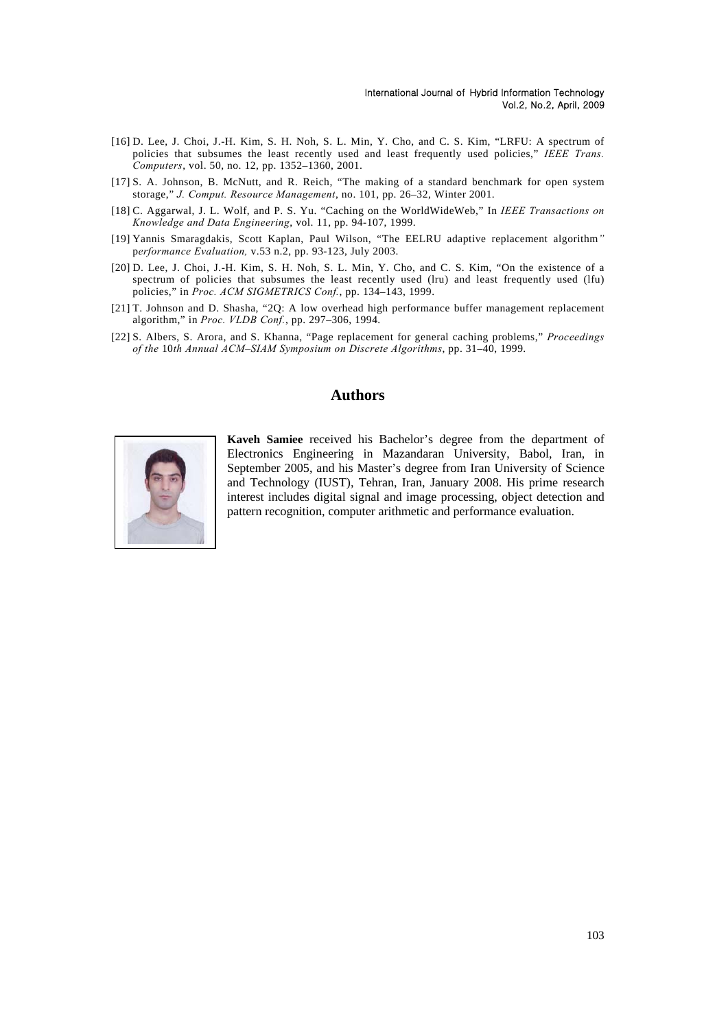[16] D. Lee, J. Choi, J.-H. Kim, S. H. Noh, S. L. Min, Y. Cho, and C. S. Kim, "LRFU: A spectrum of policies that subsumes the least recently used and least frequently used policies," *IEEE Trans. Computers*, vol. 50, no. 12, pp. 1352–1360, 2001.

[17] S. A. Johnson, B. McNutt, and R. Reich, "The making of a standard benchmark for open system storage," *J. Comput. Resource Management*, no. 101, pp. 26–32, Winter 2001.

[18] C. Aggarwal, J. L. Wolf, and P. S. Yu. "Caching on the WorldWideWeb," In *IEEE Transactions on Knowledge and Data Engineering*, vol. 11, pp. 94-107, 1999.

[19] Yannis Smaragdakis, Scott Kaplan, Paul Wilson, "The EELRU adaptive replacement algorithm" p*erformance Evaluation,* v.53 n.2, pp. 93-123, July 2003.

[20] D. Lee, J. Choi, J.-H. Kim, S. H. Noh, S. L. Min, Y. Cho, and C. S. Kim, "On the existence of a spectrum of policies that subsumes the least recently used (lru) and least frequently used (lfu) policies," in *Proc. ACM SIGMETRICS Conf.*, pp. 134–143, 1999.

[21] T. Johnson and D. Shasha, "2Q: A low overhead high performance buffer management replacement algorithm," in *Proc. VLDB Conf.*, pp. 297–306, 1994.

[22] S. Albers, S. Arora, and S. Khanna, "Page replacement for general caching problems," *Proceedings of the* 10*th Annual ACM–SIAM Symposium on Discrete Algorithms*, pp. 31–40, 1999.

## Authors

**Kaveh Samiee** received his Bachelor's degree from the department of Electronics Engineering in Mazandaran University, Babol, Iran, in September 2005, and his Master's degree from Iran University of Science and Technology (IUST), Tehran, Iran, January 2008. His prime research interest includes digital signal and image processing, object detection and pattern recognition, computer arithmetic and performance evaluation.